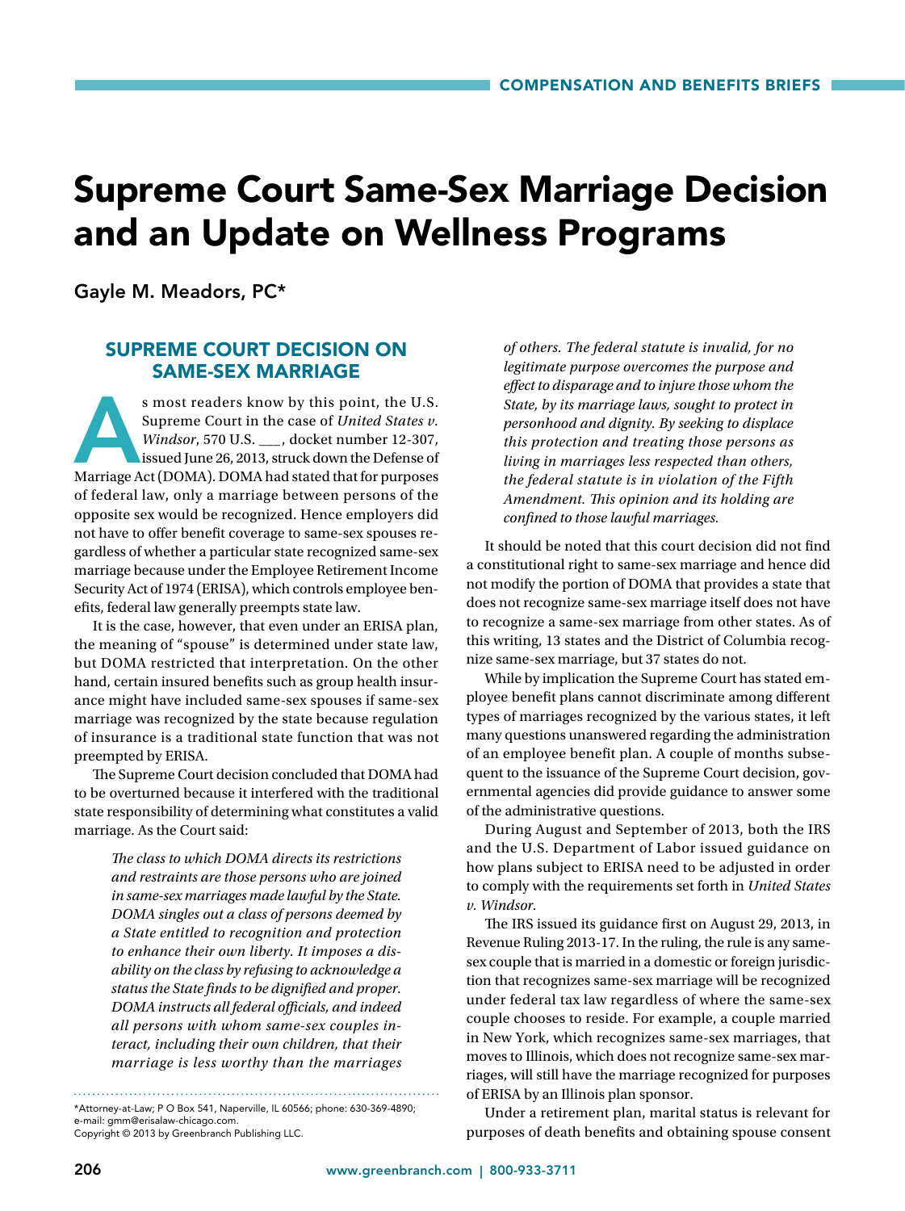# Supreme Court Same-Sex Marriage Decision and an Update on Wellness Programs

Gayle M. Meadors, PC*

## SUPREME COURT DECISION ON SAME-SEX MARRIAGE

As most readers know by this point, the U.S. Supreme Court in the case of *United States v. Windsor*, 570 U.S. ___, docket number 12-307, issued June 26, 2013, struck down the Defense of Marriage Act (DOMA). DOMA had stated that for purposes of federal law, only a marriage between persons of the opposite sex would be recognized. Hence employers did not have to offer benefit coverage to same-sex spouses regardless of whether a particular state recognized same-sex marriage because under the Employee Retirement Income Security Act of 1974 (ERISA), which controls employee benefits, federal law generally preempts state law.

It is the case, however, that even under an ERISA plan, the meaning of "spouse" is determined under state law, but DOMA restricted that interpretation. On the other hand, certain insured benefits such as group health insurance might have included same-sex spouses if same-sex marriage was recognized by the state because regulation of insurance is a traditional state function that was not preempted by ERISA.

The Supreme Court decision concluded that DOMA had to be overturned because it interfered with the traditional state responsibility of determining what constitutes a valid marriage. As the Court said:

> *The class to which DOMA directs its restrictions and restraints are those persons who are joined in same-sex marriages made lawful by the State. DOMA singles out a class of persons deemed by a State entitled to recognition and protection to enhance their own liberty. It imposes a disability on the class by refusing to acknowledge a status the State finds to be dignified and proper. DOMA instructs all federal officials, and indeed all persons with whom same-sex couples interact, including their own children, that their marriage is less worthy than the marriages of others. The federal statute is invalid, for no legitimate purpose overcomes the purpose and effect to disparage and to injure those whom the State, by its marriage laws, sought to protect in personhood and dignity. By seeking to displace this protection and treating those persons as living in marriages less respected than others, the federal statute is in violation of the Fifth Amendment. This opinion and its holding are confined to those lawful marriages.*

It should be noted that this court decision did not find a constitutional right to same-sex marriage and hence did not modify the portion of DOMA that provides a state that does not recognize same-sex marriage itself does not have to recognize a same-sex marriage from other states. As of this writing, 13 states and the District of Columbia recognize same-sex marriage, but 37 states do not.

While by implication the Supreme Court has stated employee benefit plans cannot discriminate among different types of marriages recognized by the various states, it left many questions unanswered regarding the administration of an employee benefit plan. A couple of months subsequent to the issuance of the Supreme Court decision, governmental agencies did provide guidance to answer some of the administrative questions.

During August and September of 2013, both the IRS and the U.S. Department of Labor issued guidance on how plans subject to ERISA need to be adjusted in order to comply with the requirements set forth in *United States v. Windsor*.

The IRS issued its guidance first on August 29, 2013, in Revenue Ruling 2013-17. In the ruling, the rule is any same-sex couple that is married in a domestic or foreign jurisdiction that recognizes same-sex marriage will be recognized under federal tax law regardless of where the same-sex couple chooses to reside. For example, a couple married in New York, which recognizes same-sex marriages, that moves to Illinois, which does not recognize same-sex marriages, will still have the marriage recognized for purposes of ERISA by an Illinois plan sponsor.

Under a retirement plan, marital status is relevant for purposes of death benefits and obtaining spouse consent

---

*Attorney-at-Law; P O Box 541, Naperville, IL 60566; phone: 630-369-4890; e-mail: gmm@erisalaw-chicago.com.
Copyright © 2013 by Greenbranch Publishing LLC.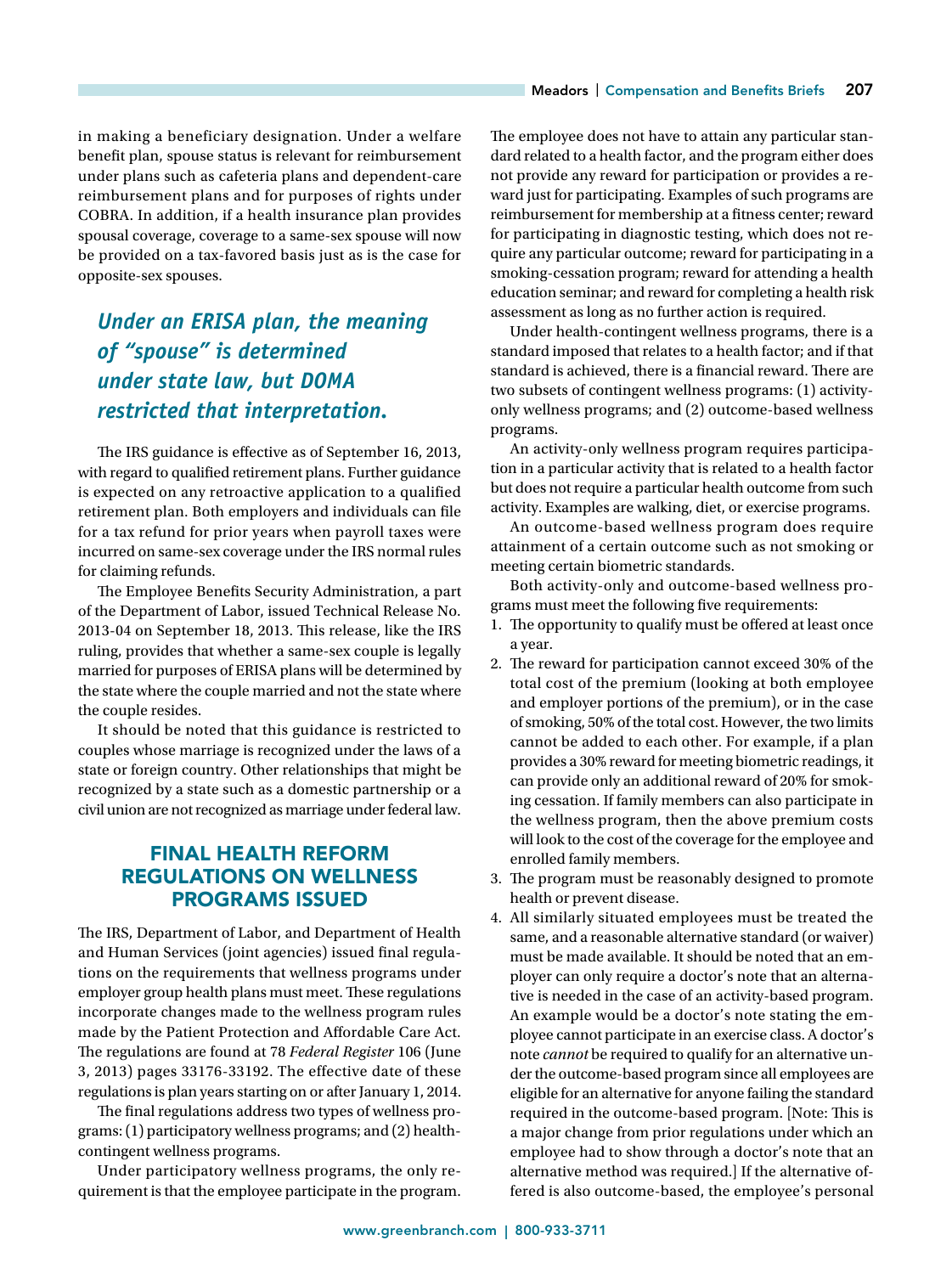in making a beneficiary designation. Under a welfare benefit plan, spouse status is relevant for reimbursement under plans such as cafeteria plans and dependent-care reimbursement plans and for purposes of rights under COBRA. In addition, if a health insurance plan provides spousal coverage, coverage to a same-sex spouse will now be provided on a tax-favored basis just as is the case for opposite-sex spouses.

> ***Under an ERISA plan, the meaning of "spouse" is determined under state law, but DOMA restricted that interpretation.***

The IRS guidance is effective as of September 16, 2013, with regard to qualified retirement plans. Further guidance is expected on any retroactive application to a qualified retirement plan. Both employers and individuals can file for a tax refund for prior years when payroll taxes were incurred on same-sex coverage under the IRS normal rules for claiming refunds.

The Employee Benefits Security Administration, a part of the Department of Labor, issued Technical Release No. 2013-04 on September 18, 2013. This release, like the IRS ruling, provides that whether a same-sex couple is legally married for purposes of ERISA plans will be determined by the state where the couple married and not the state where the couple resides.

It should be noted that this guidance is restricted to couples whose marriage is recognized under the laws of a state or foreign country. Other relationships that might be recognized by a state such as a domestic partnership or a civil union are not recognized as marriage under federal law.

## FINAL HEALTH REFORM REGULATIONS ON WELLNESS PROGRAMS ISSUED

The IRS, Department of Labor, and Department of Health and Human Services (joint agencies) issued final regulations on the requirements that wellness programs under employer group health plans must meet. These regulations incorporate changes made to the wellness program rules made by the Patient Protection and Affordable Care Act. The regulations are found at 78 *Federal Register* 106 (June 3, 2013) pages 33176-33192. The effective date of these regulations is plan years starting on or after January 1, 2014.

The final regulations address two types of wellness programs: (1) participatory wellness programs; and (2) health-contingent wellness programs.

Under participatory wellness programs, the only requirement is that the employee participate in the program. The employee does not have to attain any particular standard related to a health factor, and the program either does not provide any reward for participation or provides a reward just for participating. Examples of such programs are reimbursement for membership at a fitness center; reward for participating in diagnostic testing, which does not require any particular outcome; reward for participating in a smoking-cessation program; reward for attending a health education seminar; and reward for completing a health risk assessment as long as no further action is required.

Under health-contingent wellness programs, there is a standard imposed that relates to a health factor; and if that standard is achieved, there is a financial reward. There are two subsets of contingent wellness programs: (1) activity-only wellness programs; and (2) outcome-based wellness programs.

An activity-only wellness program requires participation in a particular activity that is related to a health factor but does not require a particular health outcome from such activity. Examples are walking, diet, or exercise programs.

An outcome-based wellness program does require attainment of a certain outcome such as not smoking or meeting certain biometric standards.

Both activity-only and outcome-based wellness programs must meet the following five requirements:

1. The opportunity to qualify must be offered at least once a year.
2. The reward for participation cannot exceed 30% of the total cost of the premium (looking at both employee and employer portions of the premium), or in the case of smoking, 50% of the total cost. However, the two limits cannot be added to each other. For example, if a plan provides a 30% reward for meeting biometric readings, it can provide only an additional reward of 20% for smoking cessation. If family members can also participate in the wellness program, then the above premium costs will look to the cost of the coverage for the employee and enrolled family members.
3. The program must be reasonably designed to promote health or prevent disease.
4. All similarly situated employees must be treated the same, and a reasonable alternative standard (or waiver) must be made available. It should be noted that an employer can only require a doctor's note that an alternative is needed in the case of an activity-based program. An example would be a doctor's note stating the employee cannot participate in an exercise class. A doctor's note *cannot* be required to qualify for an alternative under the outcome-based program since all employees are eligible for an alternative for anyone failing the standard required in the outcome-based program. [Note: This is a major change from prior regulations under which an employee had to show through a doctor's note that an alternative method was required.] If the alternative offered is also outcome-based, the employee's personal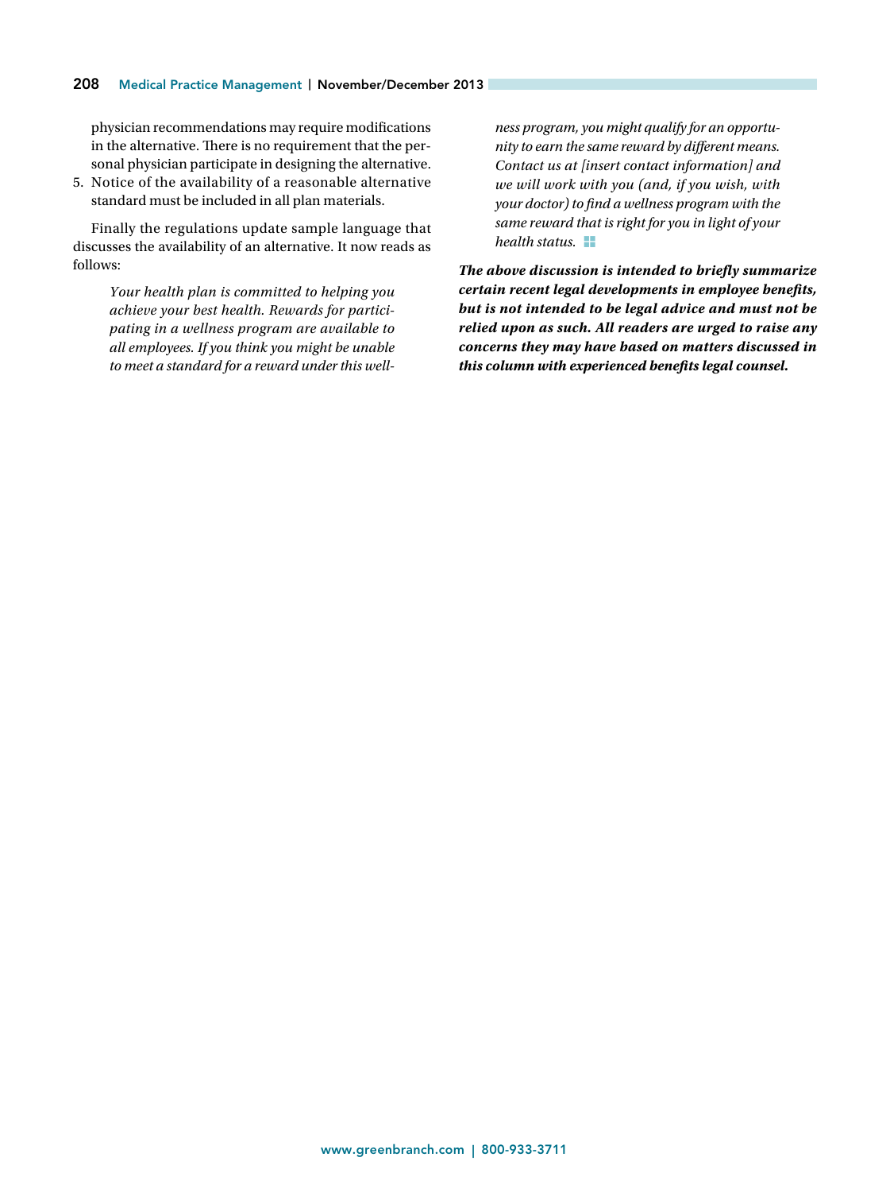physician recommendations may require modifications in the alternative. There is no requirement that the personal physician participate in designing the alternative.

5. Notice of the availability of a reasonable alternative standard must be included in all plan materials.

Finally the regulations update sample language that discusses the availability of an alternative. It now reads as follows:

> *Your health plan is committed to helping you achieve your best health. Rewards for participating in a wellness program are available to all employees. If you think you might be unable to meet a standard for a reward under this wellness program, you might qualify for an opportunity to earn the same reward by different means. Contact us at [insert contact information] and we will work with you (and, if you wish, with your doctor) to find a wellness program with the same reward that is right for you in light of your health status.*

***The above discussion is intended to briefly summarize certain recent legal developments in employee benefits, but is not intended to be legal advice and must not be relied upon as such. All readers are urged to raise any concerns they may have based on matters discussed in this column with experienced benefits legal counsel.***